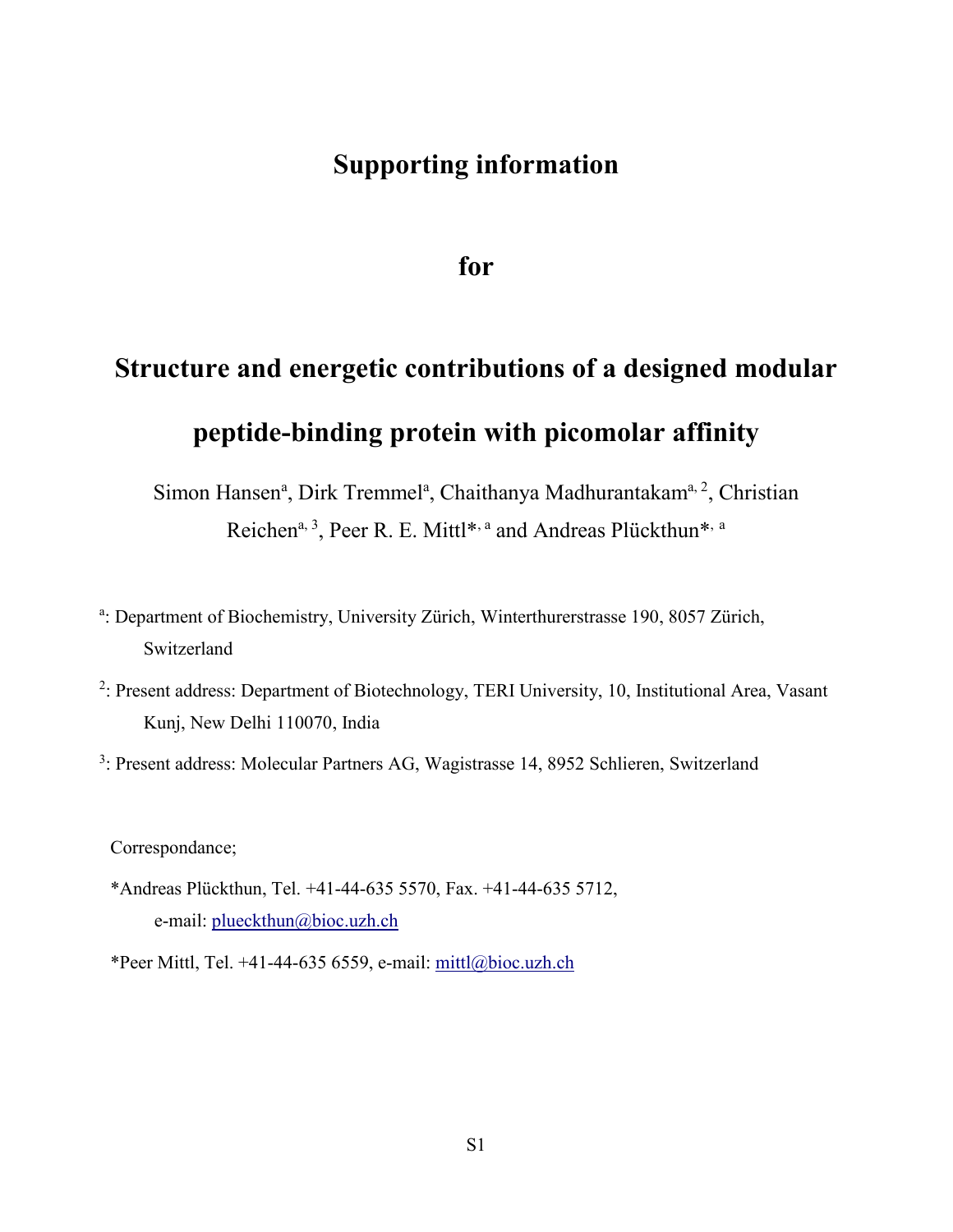# Supporting information

# for

# Structure and energetic contributions of a designed modular peptide-binding protein with picomolar affinity

Simon Hansen[a], Dirk Tremmel[a], Chaithanya Madhurantakam[a, 2], Christian Reichen[a, 3], Peer R. E. Mittl*[, a] and Andreas Plückthun*[, a]

[a]: Department of Biochemistry, University Zürich, Winterthurerstrasse 190, 8057 Zürich, Switzerland

[2]: Present address: Department of Biotechnology, TERI University, 10, Institutional Area, Vasant Kunj, New Delhi 110070, India

[3]: Present address: Molecular Partners AG, Wagistrasse 14, 8952 Schlieren, Switzerland

Correspondance;

*Andreas Plückthun, Tel. +41-44-635 5570, Fax. +41-44-635 5712, e-mail: plueckthun@bioc.uzh.ch

*Peer Mittl, Tel. +41-44-635 6559, e-mail: mittl@bioc.uzh.ch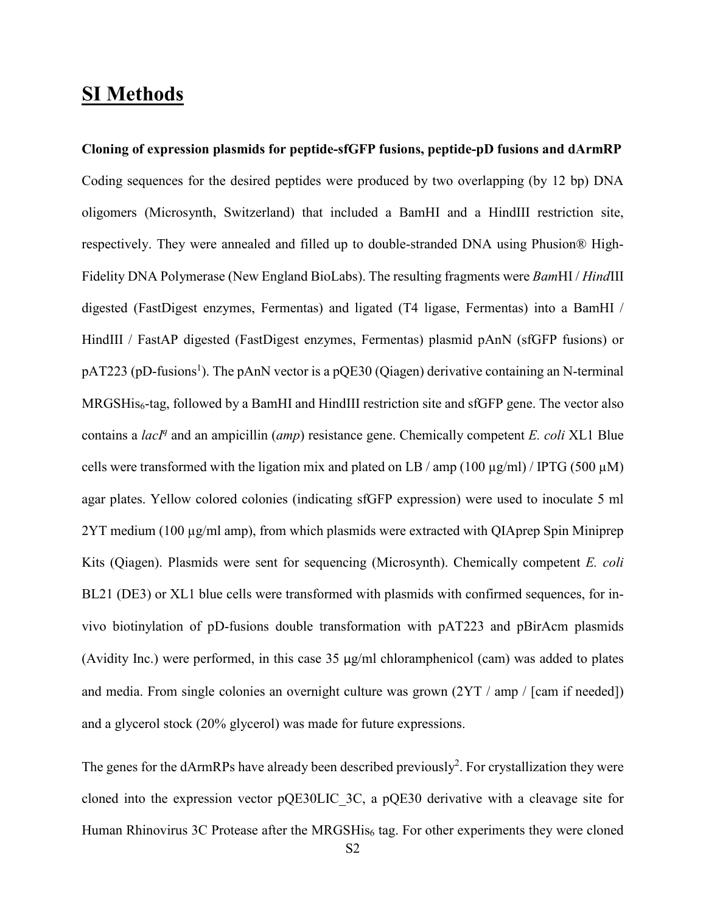# SI Methods

**Cloning of expression plasmids for peptide-sfGFP fusions, peptide-pD fusions and dArmRP**

Coding sequences for the desired peptides were produced by two overlapping (by 12 bp) DNA oligomers (Microsynth, Switzerland) that included a BamHI and a HindIII restriction site, respectively. They were annealed and filled up to double-stranded DNA using Phusion® High-Fidelity DNA Polymerase (New England BioLabs). The resulting fragments were *Bam*HI / *Hind*III digested (FastDigest enzymes, Fermentas) and ligated (T4 ligase, Fermentas) into a BamHI / HindIII / FastAP digested (FastDigest enzymes, Fermentas) plasmid pAnN (sfGFP fusions) or pAT223 (pD-fusions[1]). The pAnN vector is a pQE30 (Qiagen) derivative containing an N-terminal MRGSHis$_6$-tag, followed by a BamHI and HindIII restriction site and sfGFP gene. The vector also contains a *lacI$^q$* and an ampicillin (*amp*) resistance gene. Chemically competent *E. coli* XL1 Blue cells were transformed with the ligation mix and plated on LB / amp (100 µg/ml) / IPTG (500 µM) agar plates. Yellow colored colonies (indicating sfGFP expression) were used to inoculate 5 ml 2YT medium (100 µg/ml amp), from which plasmids were extracted with QIAprep Spin Miniprep Kits (Qiagen). Plasmids were sent for sequencing (Microsynth). Chemically competent *E. coli* BL21 (DE3) or XL1 blue cells were transformed with plasmids with confirmed sequences, for in-vivo biotinylation of pD-fusions double transformation with pAT223 and pBirAcm plasmids (Avidity Inc.) were performed, in this case 35 µg/ml chloramphenicol (cam) was added to plates and media. From single colonies an overnight culture was grown (2YT / amp / [cam if needed]) and a glycerol stock (20% glycerol) was made for future expressions.

The genes for the dArmRPs have already been described previously[2]. For crystallization they were cloned into the expression vector pQE30LIC_3C, a pQE30 derivative with a cleavage site for Human Rhinovirus 3C Protease after the MRGSHis$_6$ tag. For other experiments they were cloned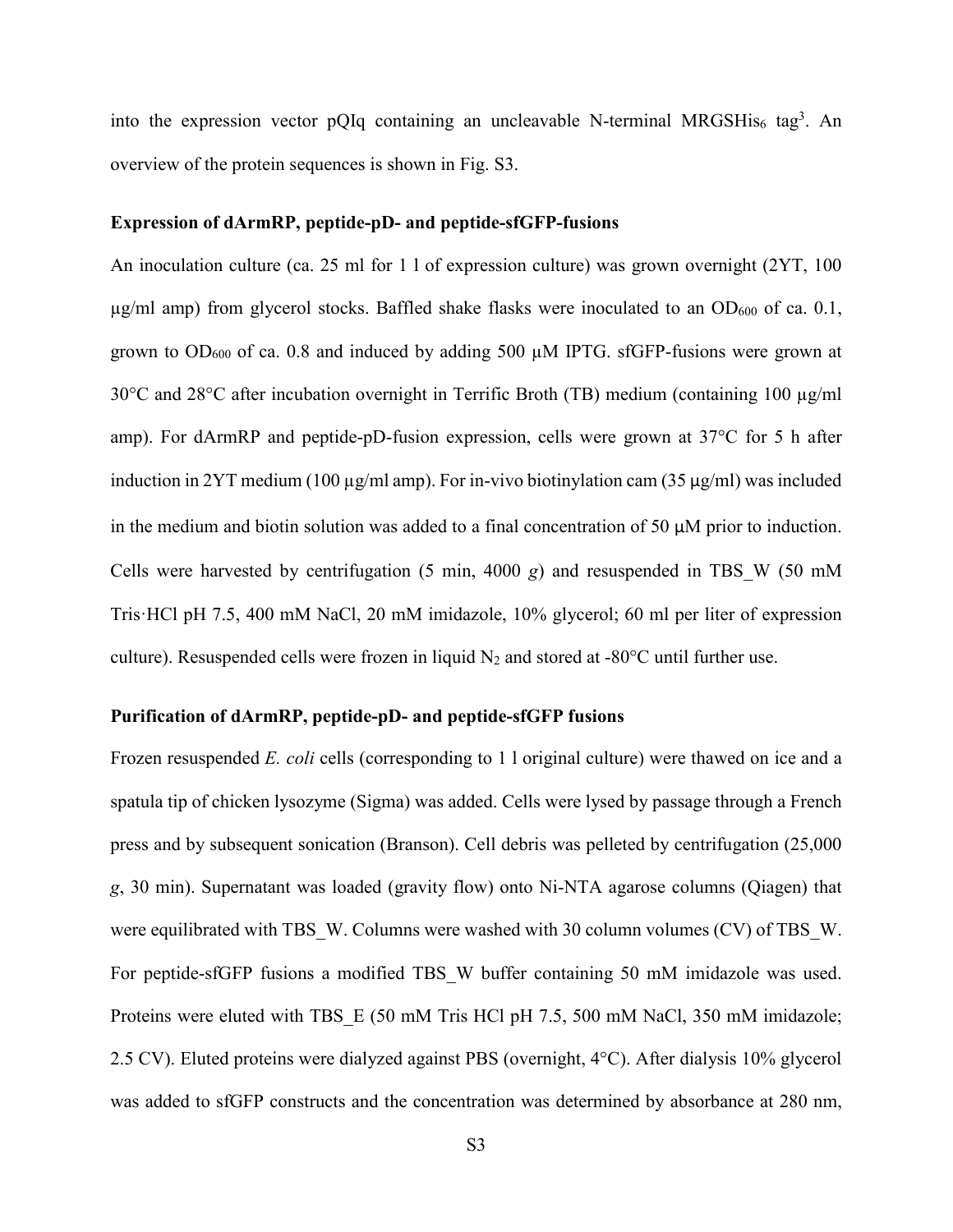into the expression vector pQIq containing an uncleavable N-terminal MRGSHis$_6$ tag[3]. An overview of the protein sequences is shown in Fig. S3.

**Expression of dArmRP, peptide-pD- and peptide-sfGFP-fusions**

An inoculation culture (ca. 25 ml for 1 l of expression culture) was grown overnight (2YT, 100 µg/ml amp) from glycerol stocks. Baffled shake flasks were inoculated to an $OD_{600}$ of ca. 0.1, grown to $OD_{600}$ of ca. 0.8 and induced by adding 500 µM IPTG. sfGFP-fusions were grown at 30°C and 28°C after incubation overnight in Terrific Broth (TB) medium (containing 100 µg/ml amp). For dArmRP and peptide-pD-fusion expression, cells were grown at 37°C for 5 h after induction in 2YT medium (100 µg/ml amp). For in-vivo biotinylation cam (35 µg/ml) was included in the medium and biotin solution was added to a final concentration of 50 µM prior to induction. Cells were harvested by centrifugation (5 min, 4000 *g*) and resuspended in TBS_W (50 mM Tris·HCl pH 7.5, 400 mM NaCl, 20 mM imidazole, 10% glycerol; 60 ml per liter of expression culture). Resuspended cells were frozen in liquid $N_2$ and stored at -80°C until further use.

**Purification of dArmRP, peptide-pD- and peptide-sfGFP fusions**

Frozen resuspended *E. coli* cells (corresponding to 1 l original culture) were thawed on ice and a spatula tip of chicken lysozyme (Sigma) was added. Cells were lysed by passage through a French press and by subsequent sonication (Branson). Cell debris was pelleted by centrifugation (25,000 *g*, 30 min). Supernatant was loaded (gravity flow) onto Ni-NTA agarose columns (Qiagen) that were equilibrated with TBS_W. Columns were washed with 30 column volumes (CV) of TBS_W. For peptide-sfGFP fusions a modified TBS_W buffer containing 50 mM imidazole was used. Proteins were eluted with TBS_E (50 mM Tris HCl pH 7.5, 500 mM NaCl, 350 mM imidazole; 2.5 CV). Eluted proteins were dialyzed against PBS (overnight, 4°C). After dialysis 10% glycerol was added to sfGFP constructs and the concentration was determined by absorbance at 280 nm,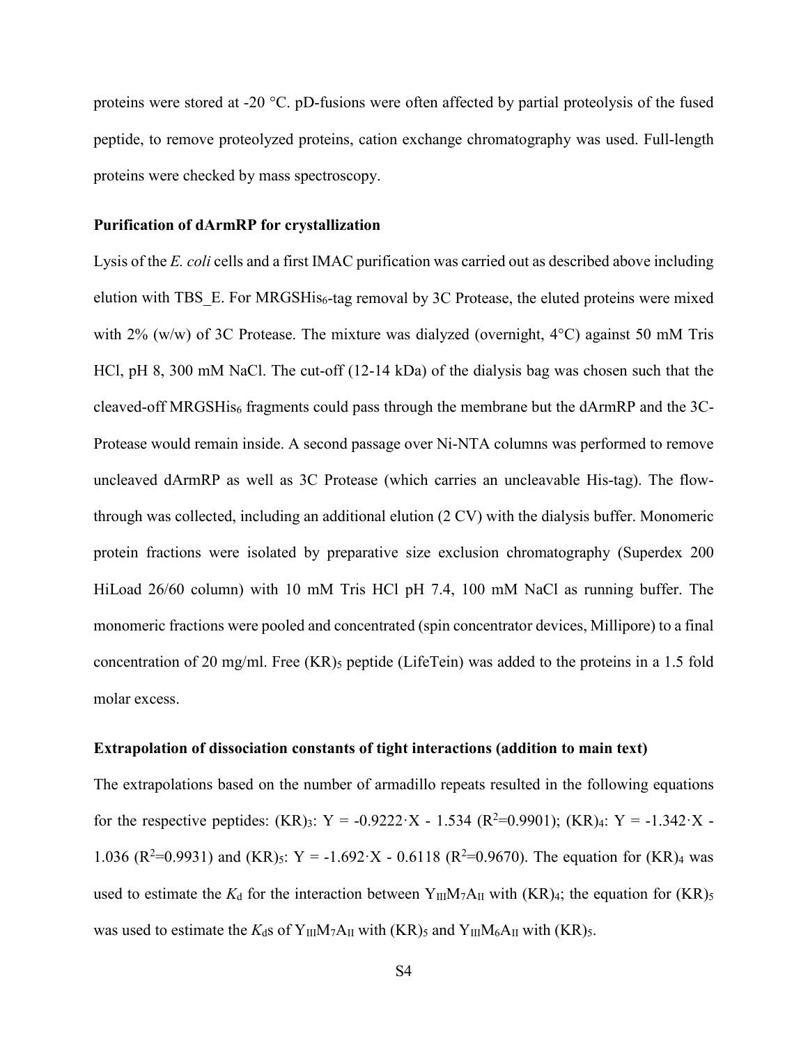proteins were stored at -20 °C. pD-fusions were often affected by partial proteolysis of the fused peptide, to remove proteolyzed proteins, cation exchange chromatography was used. Full-length proteins were checked by mass spectroscopy.

### Purification of dArmRP for crystallization

Lysis of the *E. coli* cells and a first IMAC purification was carried out as described above including elution with TBS_E. For MRGSHis$_6$-tag removal by 3C Protease, the eluted proteins were mixed with 2% (w/w) of 3C Protease. The mixture was dialyzed (overnight, 4°C) against 50 mM Tris HCl, pH 8, 300 mM NaCl. The cut-off (12-14 kDa) of the dialysis bag was chosen such that the cleaved-off MRGSHis$_6$ fragments could pass through the membrane but the dArmRP and the 3C-Protease would remain inside. A second passage over Ni-NTA columns was performed to remove uncleaved dArmRP as well as 3C Protease (which carries an uncleavable His-tag). The flow-through was collected, including an additional elution (2 CV) with the dialysis buffer. Monomeric protein fractions were isolated by preparative size exclusion chromatography (Superdex 200 HiLoad 26/60 column) with 10 mM Tris HCl pH 7.4, 100 mM NaCl as running buffer. The monomeric fractions were pooled and concentrated (spin concentrator devices, Millipore) to a final concentration of 20 mg/ml. Free $(KR)_5$ peptide (LifeTein) was added to the proteins in a 1.5 fold molar excess.

### Extrapolation of dissociation constants of tight interactions (addition to main text)

The extrapolations based on the number of armadillo repeats resulted in the following equations for the respective peptides: $(KR)_3$: $Y = -0.9222 \cdot X - 1.534$ ($R^2$=0.9901); $(KR)_4$: $Y = -1.342 \cdot X - 1.036$ ($R^2$=0.9931) and $(KR)_5$: $Y = -1.692 \cdot X - 0.6118$ ($R^2$=0.9670). The equation for $(KR)_4$ was used to estimate the $K_d$ for the interaction between $Y_{III}M_7A_{II}$ with $(KR)_4$; the equation for $(KR)_5$ was used to estimate the $K_d$s of $Y_{III}M_7A_{II}$ with $(KR)_5$ and $Y_{III}M_6A_{II}$ with $(KR)_5$.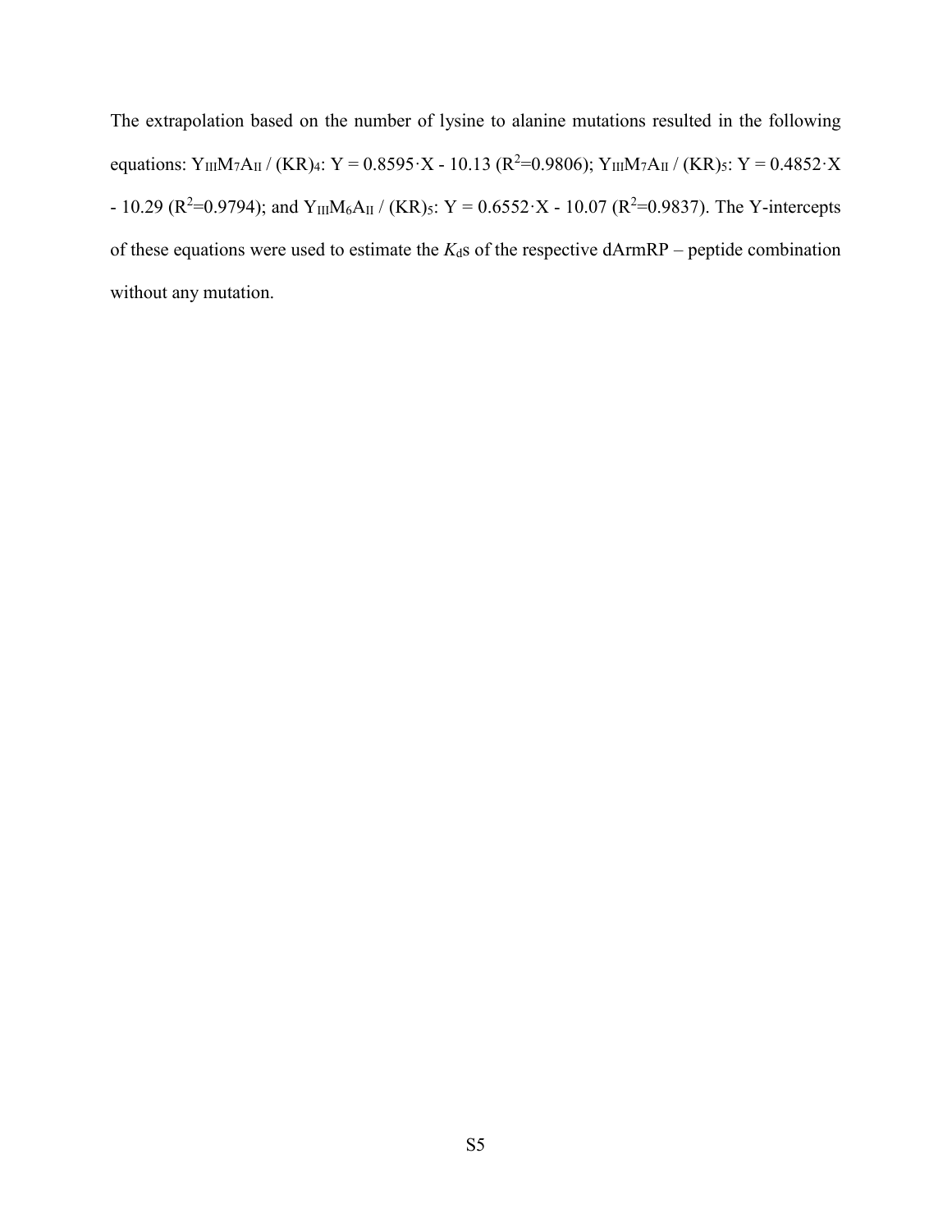The extrapolation based on the number of lysine to alanine mutations resulted in the following equations: $Y_{III}M_7A_{II}$ / $(KR)_4$: $Y = 0.8595 \cdot X - 10.13$ ($R^2$=0.9806); $Y_{III}M_7A_{II}$ / $(KR)_5$: $Y = 0.4852 \cdot X - 10.29$ ($R^2$=0.9794); and $Y_{III}M_6A_{II}$ / $(KR)_5$: $Y = 0.6552 \cdot X - 10.07$ ($R^2$=0.9837). The Y-intercepts of these equations were used to estimate the $K_d$s of the respective dArmRP – peptide combination without any mutation.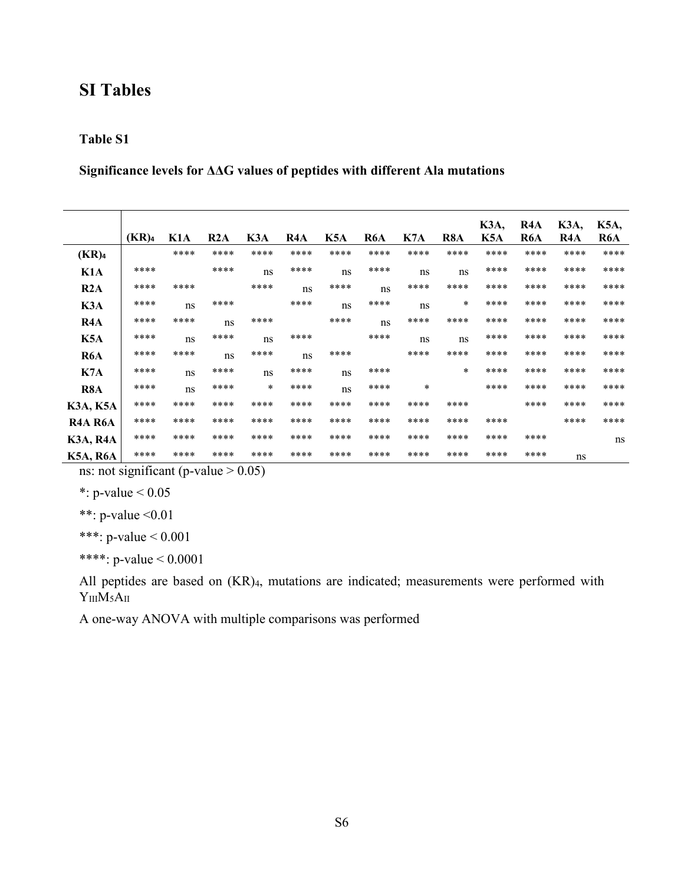# SI Tables

### Table S1

**Significance levels for ΔΔG values of peptides with different Ala mutations**

| | $(KR)_4$ | K1A | R2A | K3A | R4A | K5A | R6A | K7A | R8A | K3A, K5A | R4A R6A | K3A, R4A | K5A, R6A |
|---|---|---|---|---|---|---|---|---|---|---|---|---|---|
| **$(KR)_4$** | | **** | **** | **** | **** | **** | **** | **** | **** | **** | **** | **** | **** |
| **K1A** | **** | | **** | ns | **** | ns | **** | ns | ns | **** | **** | **** | **** |
| **R2A** | **** | **** | | **** | ns | **** | ns | **** | **** | **** | **** | **** | **** |
| **K3A** | **** | ns | **** | | **** | ns | **** | ns | * | **** | **** | **** | **** |
| **R4A** | **** | **** | ns | **** | | **** | ns | **** | **** | **** | **** | **** | **** |
| **K5A** | **** | ns | **** | ns | **** | | **** | ns | ns | **** | **** | **** | **** |
| **R6A** | **** | **** | ns | **** | ns | **** | | **** | **** | **** | **** | **** | **** |
| **K7A** | **** | ns | **** | ns | **** | ns | **** | | * | **** | **** | **** | **** |
| **R8A** | **** | ns | **** | * | **** | ns | **** | * | | **** | **** | **** | **** |
| **K3A, K5A** | **** | **** | **** | **** | **** | **** | **** | **** | **** | | **** | **** | **** |
| **R4A R6A** | **** | **** | **** | **** | **** | **** | **** | **** | **** | **** | | **** | **** |
| **K3A, R4A** | **** | **** | **** | **** | **** | **** | **** | **** | **** | **** | **** | | ns |
| **K5A, R6A** | **** | **** | **** | **** | **** | **** | **** | **** | **** | **** | **** | ns | |

ns: not significant (p-value > 0.05)

*: p-value < 0.05

**: p-value <0.01

***: p-value < 0.001

****: p-value < 0.0001

All peptides are based on $(KR)_4$, mutations are indicated; measurements were performed with $Y_{III}M_5A_{II}$

A one-way ANOVA with multiple comparisons was performed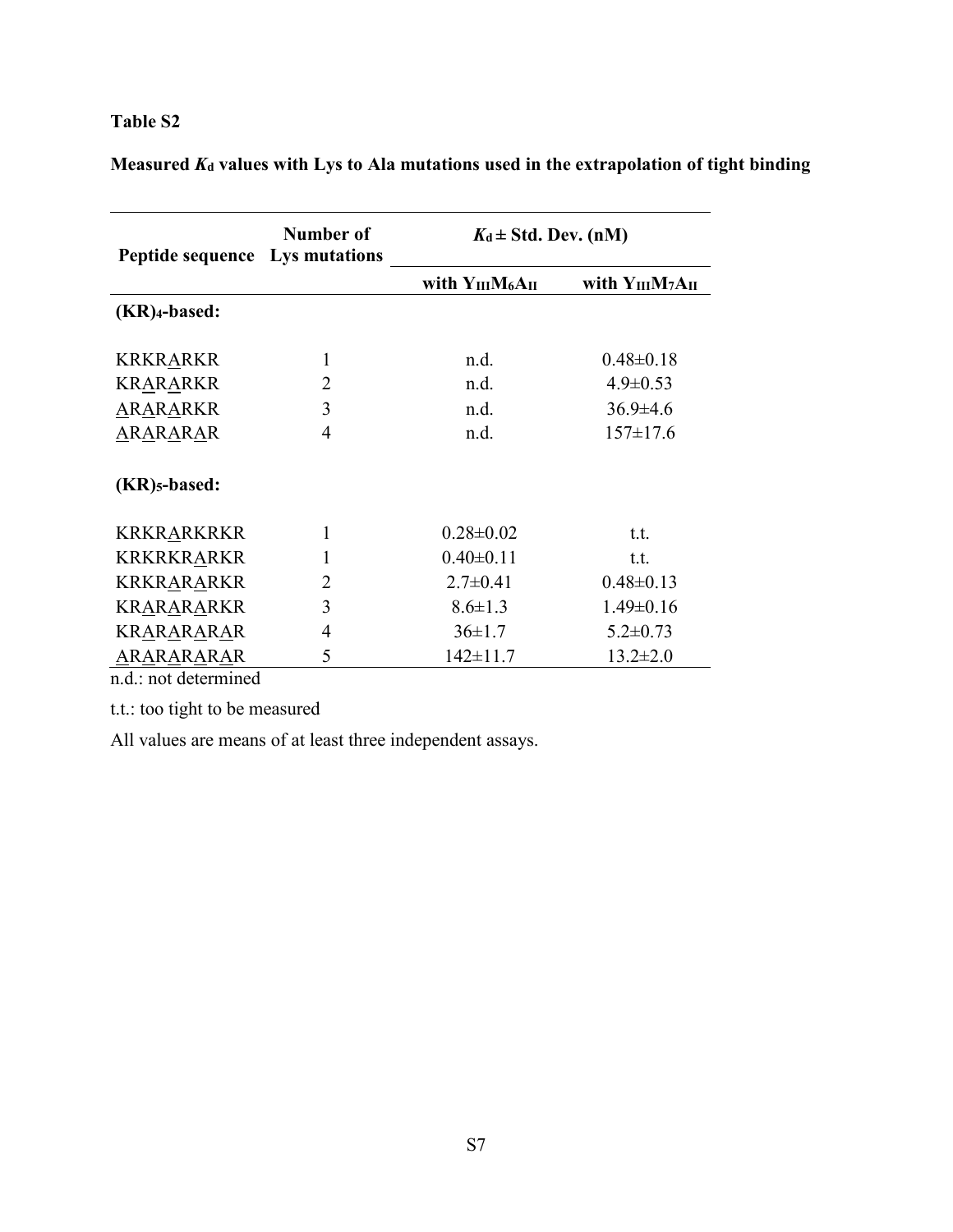**Table S2**

**Measured $K_d$ values with Lys to Ala mutations used in the extrapolation of tight binding**

| Peptide sequence | Number of Lys mutations | $K_d$ ± Std. Dev. (nM) | |
|---|---|---|---|
| | | with $Y_{III}M_6A_{II}$ | with $Y_{III}M_7A_{II}$ |
| **(KR)$_4$-based:** | | | |
| KRKRARKR | 1 | n.d. | 0.48±0.18 |
| KRARARKR | 2 | n.d. | 4.9±0.53 |
| ARARARKR | 3 | n.d. | 36.9±4.6 |
| ARARARAR | 4 | n.d. | 157±17.6 |
| **(KR)$_5$-based:** | | | |
| KRKRARKRKR | 1 | 0.28±0.02 | t.t. |
| KRKRKRARKR | 1 | 0.40±0.11 | t.t. |
| KRKRARARKR | 2 | 2.7±0.41 | 0.48±0.13 |
| KRARARARKR | 3 | 8.6±1.3 | 1.49±0.16 |
| KRARARARAR | 4 | 36±1.7 | 5.2±0.73 |
| ARARARARAR | 5 | 142±11.7 | 13.2±2.0 |

n.d.: not determined

t.t.: too tight to be measured

All values are means of at least three independent assays.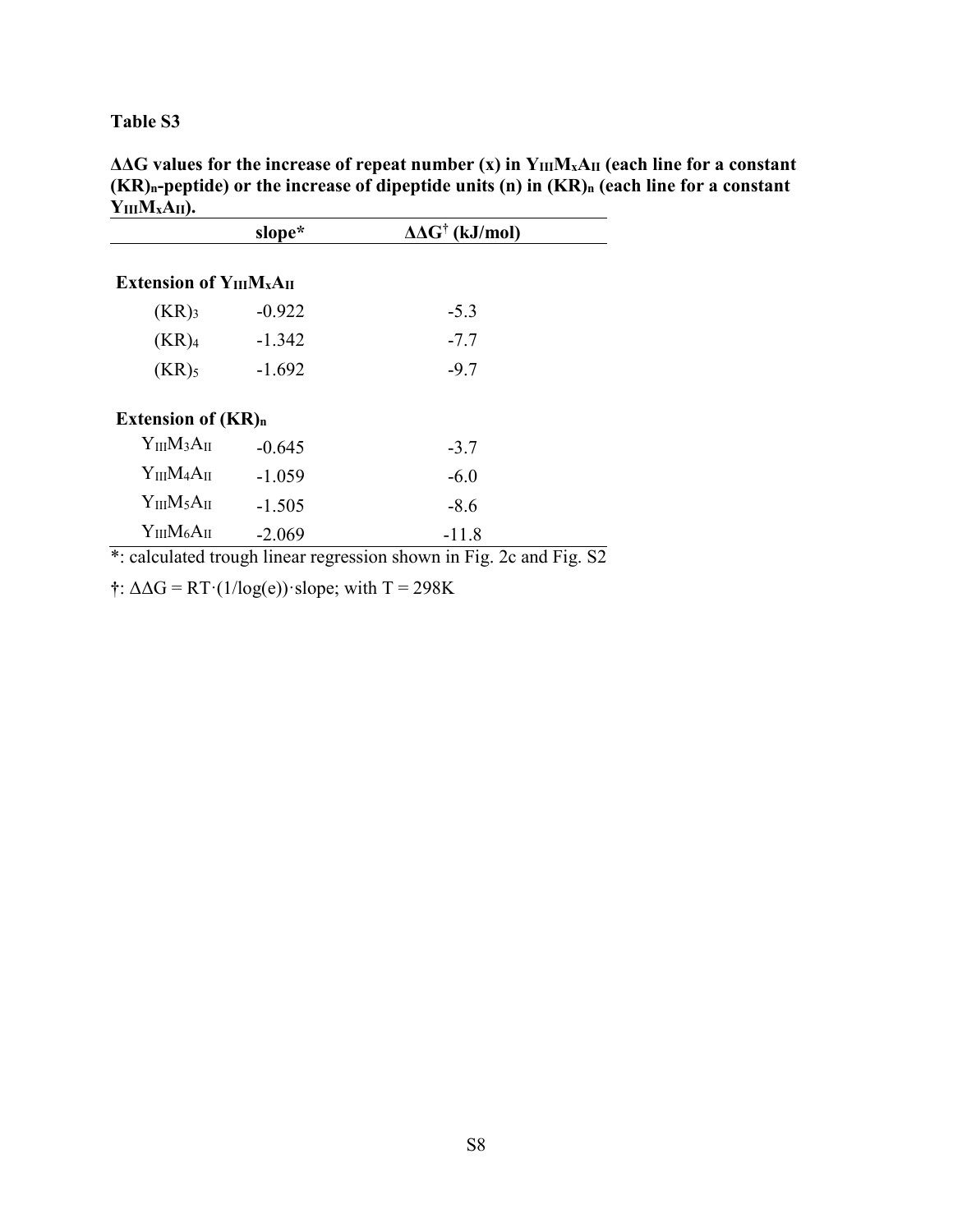**Table S3**

**ΔΔG values for the increase of repeat number (x) in $Y_{III}M_xA_{II}$ (each line for a constant $(KR)_n$-peptide) or the increase of dipeptide units (n) in $(KR)_n$ (each line for a constant $Y_{III}M_xA_{II}$).**

| | slope* | ΔΔG† (kJ/mol) |
|---|---|---|
| **Extension of $Y_{III}M_xA_{II}$** | | |
| $(KR)_3$ | -0.922 | -5.3 |
| $(KR)_4$ | -1.342 | -7.7 |
| $(KR)_5$ | -1.692 | -9.7 |
| **Extension of $(KR)_n$** | | |
| $Y_{III}M_3A_{II}$ | -0.645 | -3.7 |
| $Y_{III}M_4A_{II}$ | -1.059 | -6.0 |
| $Y_{III}M_5A_{II}$ | -1.505 | -8.6 |
| $Y_{III}M_6A_{II}$ | -2.069 | -11.8 |

*: calculated trough linear regression shown in Fig. 2c and Fig. S2

†: $\Delta\Delta G = RT\cdot(1/\log(e))\cdot\text{slope}$; with $T = 298K$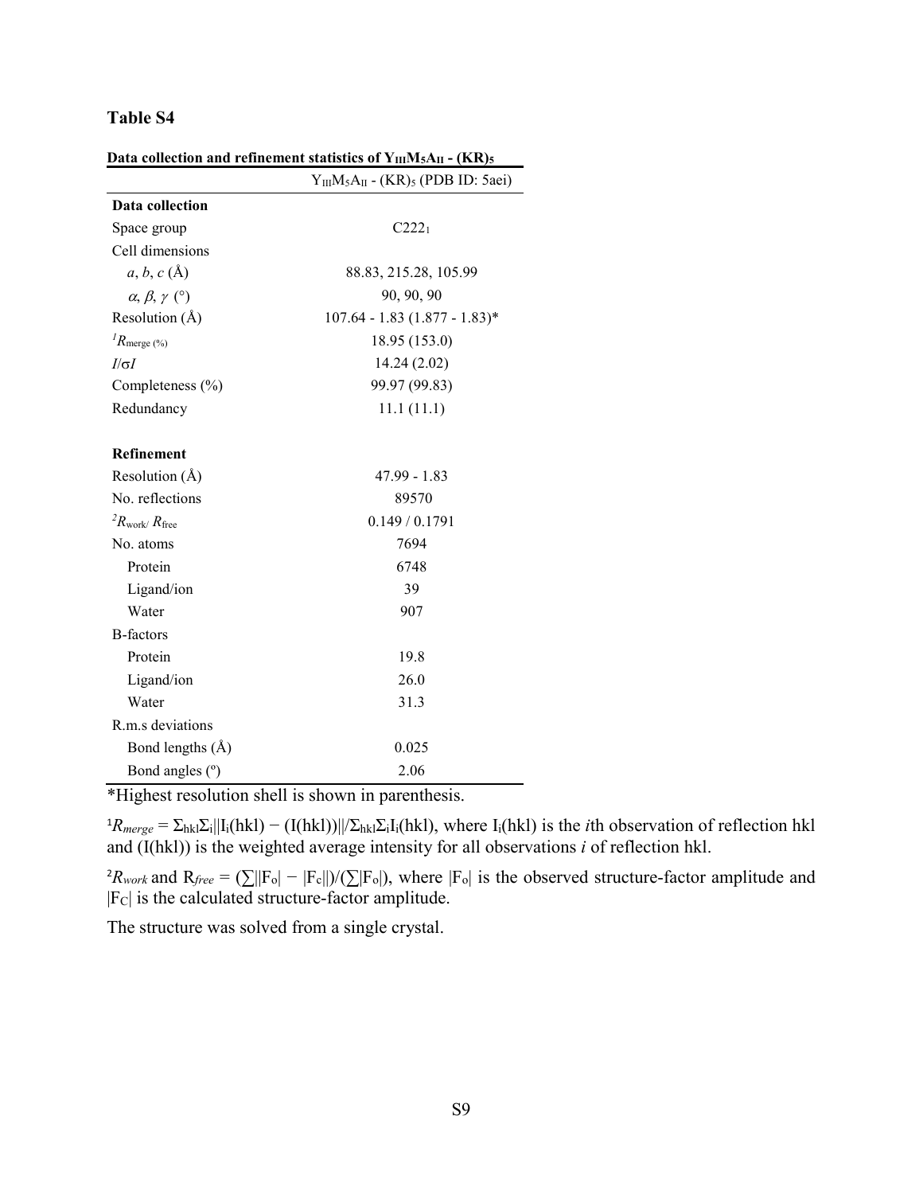# Table S4

**Data collection and refinement statistics of $Y_{III}M_5A_{II}$ - $(KR)_5$**

| | $Y_{III}M_5A_{II}$ - $(KR)_5$ (PDB ID: 5aei) |
|---|---|
| **Data collection** | |
| Space group | $C222_1$ |
| Cell dimensions | |
| $a$, $b$, $c$ (Å) | 88.83, 215.28, 105.99 |
| $\alpha$, $\beta$, $\gamma$ (°) | 90, 90, 90 |
| Resolution (Å) | 107.64 - 1.83 (1.877 - 1.83)* |
| $^{1}R_{\text{merge (\%)}}$ | 18.95 (153.0) |
| $I/\sigma I$ | 14.24 (2.02) |
| Completeness (%) | 99.97 (99.83) |
| Redundancy | 11.1 (11.1) |
| | |
| **Refinement** | |
| Resolution (Å) | 47.99 - 1.83 |
| No. reflections | 89570 |
| $^{2}R_{\text{work}}/ R_{\text{free}}$ | 0.149 / 0.1791 |
| No. atoms | 7694 |
| Protein | 6748 |
| Ligand/ion | 39 |
| Water | 907 |
| B-factors | |
| Protein | 19.8 |
| Ligand/ion | 26.0 |
| Water | 31.3 |
| R.m.s deviations | |
| Bond lengths (Å) | 0.025 |
| Bond angles (º) | 2.06 |

*Highest resolution shell is shown in parenthesis.

$^{1}R_{merge} = \Sigma_{hkl}\Sigma_i||I_i(hkl) - (I(hkl))||/\Sigma_{hkl}\Sigma_i I_i(hkl)$, where $I_i(hkl)$ is the *i*th observation of reflection hkl and (I(hkl)) is the weighted average intensity for all observations *i* of reflection hkl.

$^{2}R_{work}$ and $R_{free} = (\sum||F_o| - |F_c||)/(\sum|F_o|)$, where $|F_o|$ is the observed structure-factor amplitude and $|F_C|$ is the calculated structure-factor amplitude.

The structure was solved from a single crystal.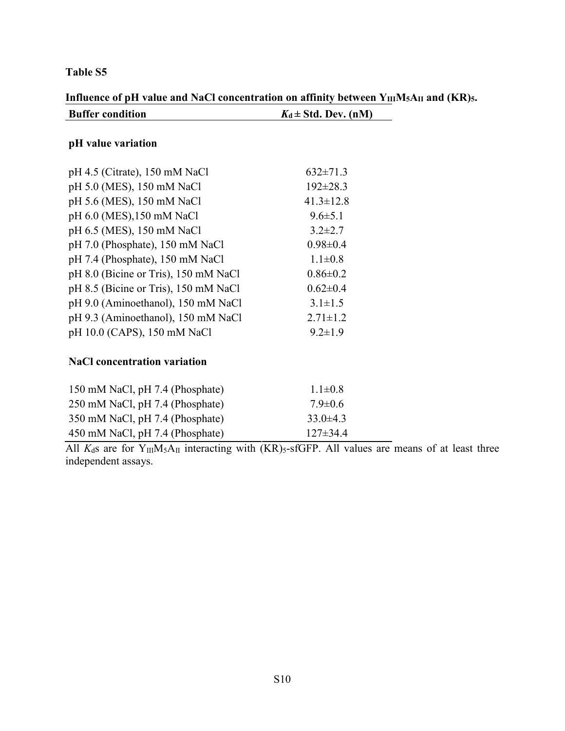**Table S5**

**Influence of pH value and NaCl concentration on affinity between $Y_{III}M_5A_{II}$ and $(KR)_5$.**

| Buffer condition | $K_d$ ± Std. Dev. (nM) |
|---|---|
| **pH value variation** | |
| pH 4.5 (Citrate), 150 mM NaCl | 632±71.3 |
| pH 5.0 (MES), 150 mM NaCl | 192±28.3 |
| pH 5.6 (MES), 150 mM NaCl | 41.3±12.8 |
| pH 6.0 (MES),150 mM NaCl | 9.6±5.1 |
| pH 6.5 (MES), 150 mM NaCl | 3.2±2.7 |
| pH 7.0 (Phosphate), 150 mM NaCl | 0.98±0.4 |
| pH 7.4 (Phosphate), 150 mM NaCl | 1.1±0.8 |
| pH 8.0 (Bicine or Tris), 150 mM NaCl | 0.86±0.2 |
| pH 8.5 (Bicine or Tris), 150 mM NaCl | 0.62±0.4 |
| pH 9.0 (Aminoethanol), 150 mM NaCl | 3.1±1.5 |
| pH 9.3 (Aminoethanol), 150 mM NaCl | 2.71±1.2 |
| pH 10.0 (CAPS), 150 mM NaCl | 9.2±1.9 |
| **NaCl concentration variation** | |
| 150 mM NaCl, pH 7.4 (Phosphate) | 1.1±0.8 |
| 250 mM NaCl, pH 7.4 (Phosphate) | 7.9±0.6 |
| 350 mM NaCl, pH 7.4 (Phosphate) | 33.0±4.3 |
| 450 mM NaCl, pH 7.4 (Phosphate) | 127±34.4 |

All $K_d$s are for $Y_{III}M_5A_{II}$ interacting with $(KR)_5$-sfGFP. All values are means of at least three independent assays.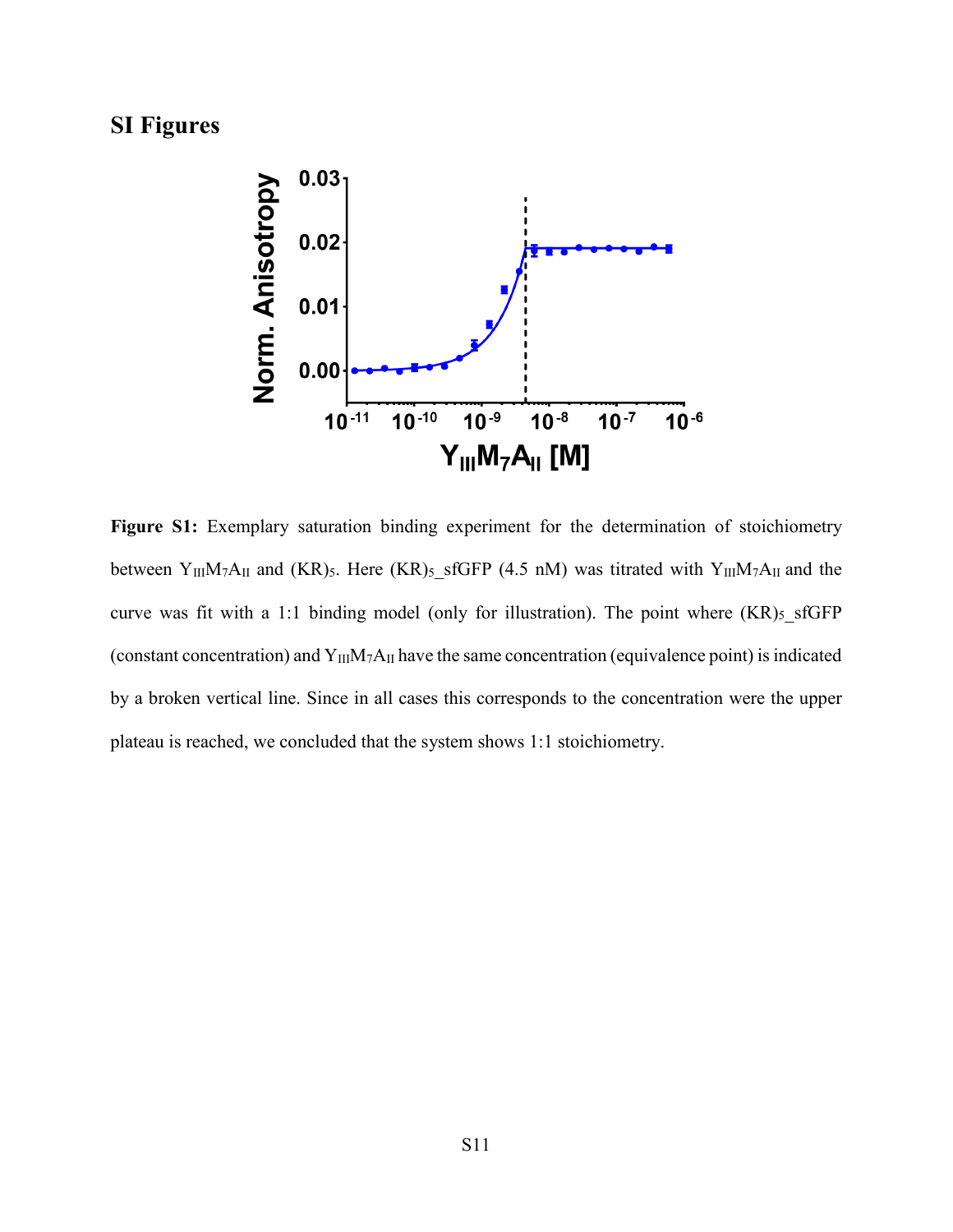# SI Figures

**Figure S1:** Exemplary saturation binding experiment for the determination of stoichiometry between $Y_{III}M_7A_{II}$ and $(KR)_5$. Here $(KR)_5$_sfGFP (4.5 nM) was titrated with $Y_{III}M_7A_{II}$ and the curve was fit with a 1:1 binding model (only for illustration). The point where $(KR)_5$_sfGFP (constant concentration) and $Y_{III}M_7A_{II}$ have the same concentration (equivalence point) is indicated by a broken vertical line. Since in all cases this corresponds to the concentration were the upper plateau is reached, we concluded that the system shows 1:1 stoichiometry.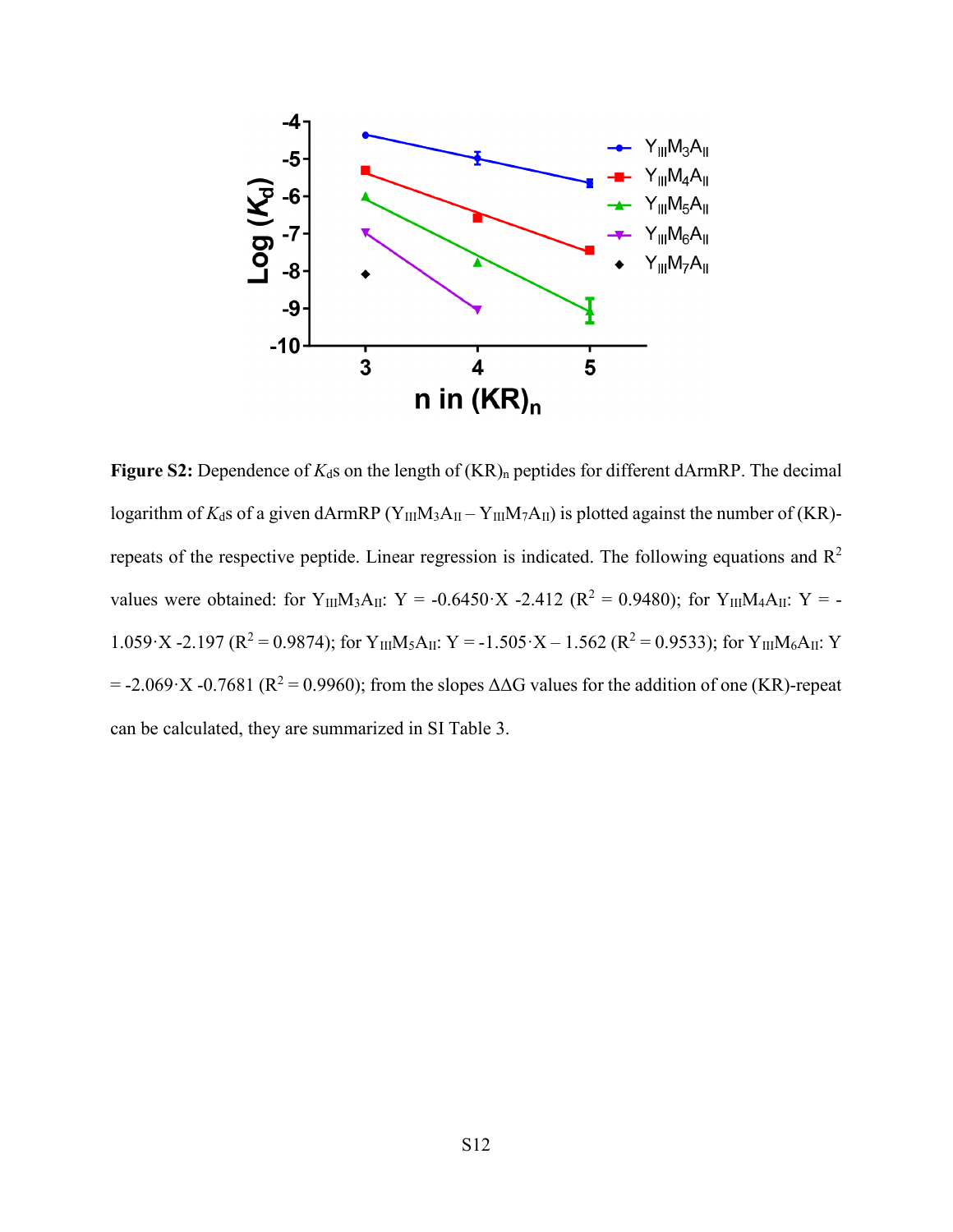**Figure S2:** Dependence of $K_d$s on the length of $(KR)_n$ peptides for different dArmRP. The decimal logarithm of $K_d$s of a given dArmRP ($Y_{III}M_3A_{II}$ – $Y_{III}M_7A_{II}$) is plotted against the number of (KR)-repeats of the respective peptide. Linear regression is indicated. The following equations and $R^2$ values were obtained: for $Y_{III}M_3A_{II}$: $Y = -0.6450 \cdot X - 2.412$ ($R^2 = 0.9480$); for $Y_{III}M_4A_{II}$: $Y = -1.059 \cdot X - 2.197$ ($R^2 = 0.9874$); for $Y_{III}M_5A_{II}$: $Y = -1.505 \cdot X - 1.562$ ($R^2 = 0.9533$); for $Y_{III}M_6A_{II}$: $Y = -2.069 \cdot X - 0.7681$ ($R^2 = 0.9960$); from the slopes $\Delta\Delta G$ values for the addition of one (KR)-repeat can be calculated, they are summarized in SI Table 3.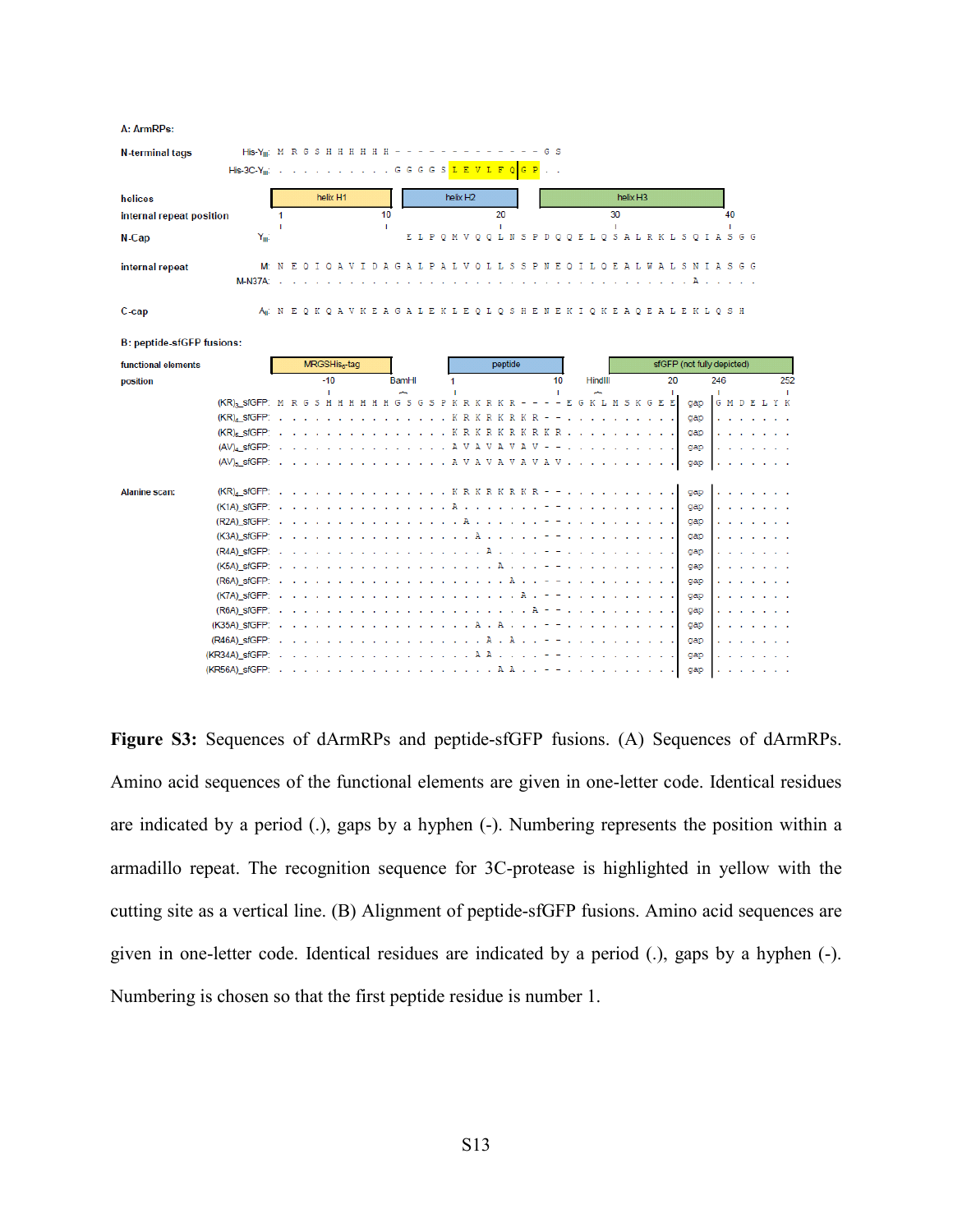A: ArmRPs:

```
N-terminal tags     His-Y_III:   M R G S H H H H H H - - - - - - - - - - - - - - G S
                    His-3C-Y_III: . . . . . . . . . . G G G G S L E V L F Q|G P . .

helices                          [   helix H1   ]  [  helix H2  ]  [   helix H3   ]
internal repeat position         1          10          20          30          40

N-Cap               Y_III:                 E L P Q M V Q Q L N S P D Q Q E L Q S A L R K L S Q I A S G G

internal repeat     M:     N E Q I Q A V I D A G A L P A L V Q L L S S P N E Q I L Q E A L W A L S N I A S G G
                    M-N37A: . . . . . . . . . . . . . . . . . . . . . . . . . . . . . . . . . . . . A . . . . .

C-cap               A_II:  N E Q K Q A V K E A G A L E K L E Q L Q S H E N E K I Q K E A Q E A L E K L Q S H
```

B: peptide-sfGFP fusions:

```
functional elements   [ MRGSHis6-tag ]      [ peptide ]        [ sfGFP (not fully depicted) ]
position                    -10      BamHI   1        10   HindIII   20      246      252

(KR)3_sfGFP:  M R G S H H H H H H G S G S P K R K R K R - - - - E G K L N S K G E E  gap  G M D E L Y K
(KR)4_sfGFP:  . . . . . . . . . . . . . . . K R K R K R K R - - . . . . . . . . . .  gap  . . . . . . .
(KR)5_sfGFP:  . . . . . . . . . . . . . . . K R K R K R K R K R . . . . . . . . . .  gap  . . . . . . .
(AV)4_sfGFP:  . . . . . . . . . . . . . . . A V A V A V A V - - . . . . . . . . . .  gap  . . . . . . .
(AV)5_sfGFP:  . . . . . . . . . . . . . . . A V A V A V A V A V . . . . . . . . . .  gap  . . . . . . .

Alanine scan:
(KR)4_sfGFP:  . . . . . . . . . . . . . . . K R K R K R K R - - . . . . . . . . . .  gap  . . . . . . .
(K1A)_sfGFP:  . . . . . . . . . . . . . . . A . . . . . . . - - . . . . . . . . . .  gap  . . . . . . .
(R2A)_sfGFP:  . . . . . . . . . . . . . . . . A . . . . . . - - . . . . . . . . . .  gap  . . . . . . .
(K3A)_sfGFP:  . . . . . . . . . . . . . . . . . A . . . . . - - . . . . . . . . . .  gap  . . . . . . .
(R4A)_sfGFP:  . . . . . . . . . . . . . . . . . . A . . . . - - . . . . . . . . . .  gap  . . . . . . .
(K5A)_sfGFP:  . . . . . . . . . . . . . . . . . . . A . . . - - . . . . . . . . . .  gap  . . . . . . .
(R6A)_sfGFP:  . . . . . . . . . . . . . . . . . . . . A . . - - . . . . . . . . . .  gap  . . . . . . .
(K7A)_sfGFP:  . . . . . . . . . . . . . . . . . . . . . A . - - . . . . . . . . . .  gap  . . . . . . .
(R8A)_sfGFP:  . . . . . . . . . . . . . . . . . . . . . . A - - . . . . . . . . . .  gap  . . . . . . .
(K35A)_sfGFP: . . . . . . . . . . . . . . . . . A . A . . . - - . . . . . . . . . .  gap  . . . . . . .
(R46A)_sfGFP: . . . . . . . . . . . . . . . . . . A . A . . - - . . . . . . . . . .  gap  . . . . . . .
(KR34A)_sfGFP: . . . . . . . . . . . . . . . . . A A . . . . - - . . . . . . . . . . gap  . . . . . . .
(KR56A)_sfGFP: . . . . . . . . . . . . . . . . . . . A A . . - - . . . . . . . . . . gap  . . . . . . .
```

**Figure S3:** Sequences of dArmRPs and peptide-sfGFP fusions. (A) Sequences of dArmRPs. Amino acid sequences of the functional elements are given in one-letter code. Identical residues are indicated by a period (.), gaps by a hyphen (-). Numbering represents the position within a armadillo repeat. The recognition sequence for 3C-protease is highlighted in yellow with the cutting site as a vertical line. (B) Alignment of peptide-sfGFP fusions. Amino acid sequences are given in one-letter code. Identical residues are indicated by a period (.), gaps by a hyphen (-). Numbering is chosen so that the first peptide residue is number 1.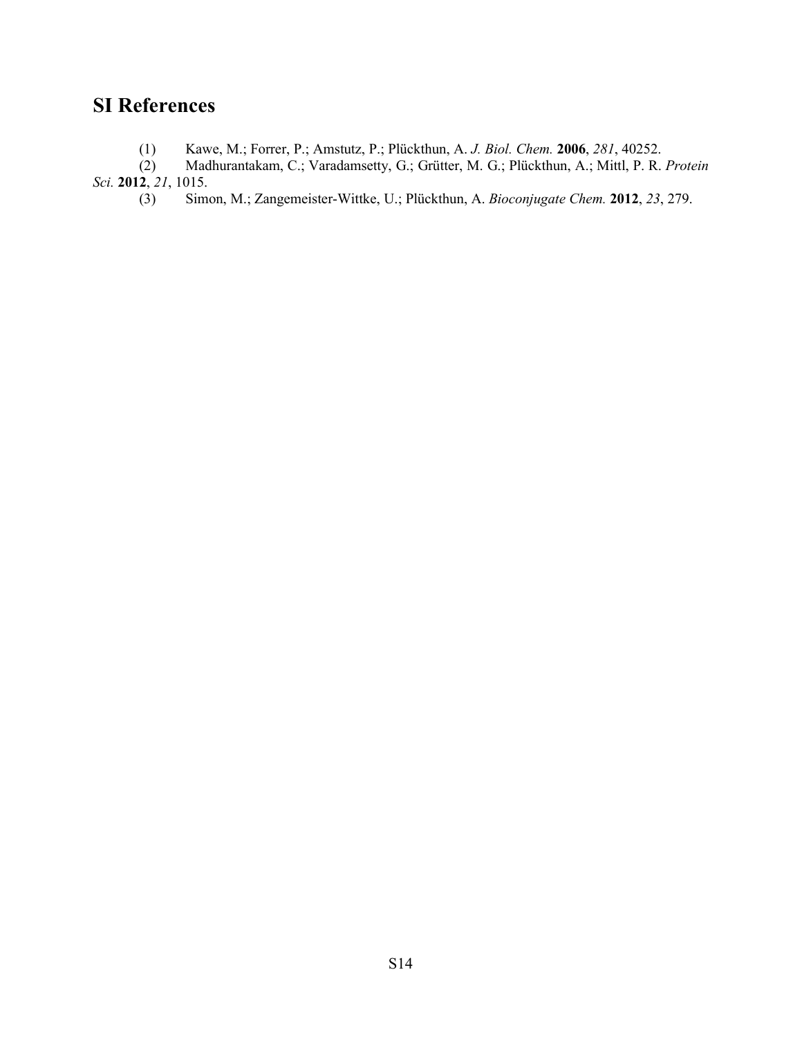# SI References

(1) Kawe, M.; Forrer, P.; Amstutz, P.; Plückthun, A. *J. Biol. Chem.* **2006**, *281*, 40252.

(2) Madhurantakam, C.; Varadamsetty, G.; Grütter, M. G.; Plückthun, A.; Mittl, P. R. *Protein Sci.* **2012**, *21*, 1015.

(3) Simon, M.; Zangemeister-Wittke, U.; Plückthun, A. *Bioconjugate Chem.* **2012**, *23*, 279.